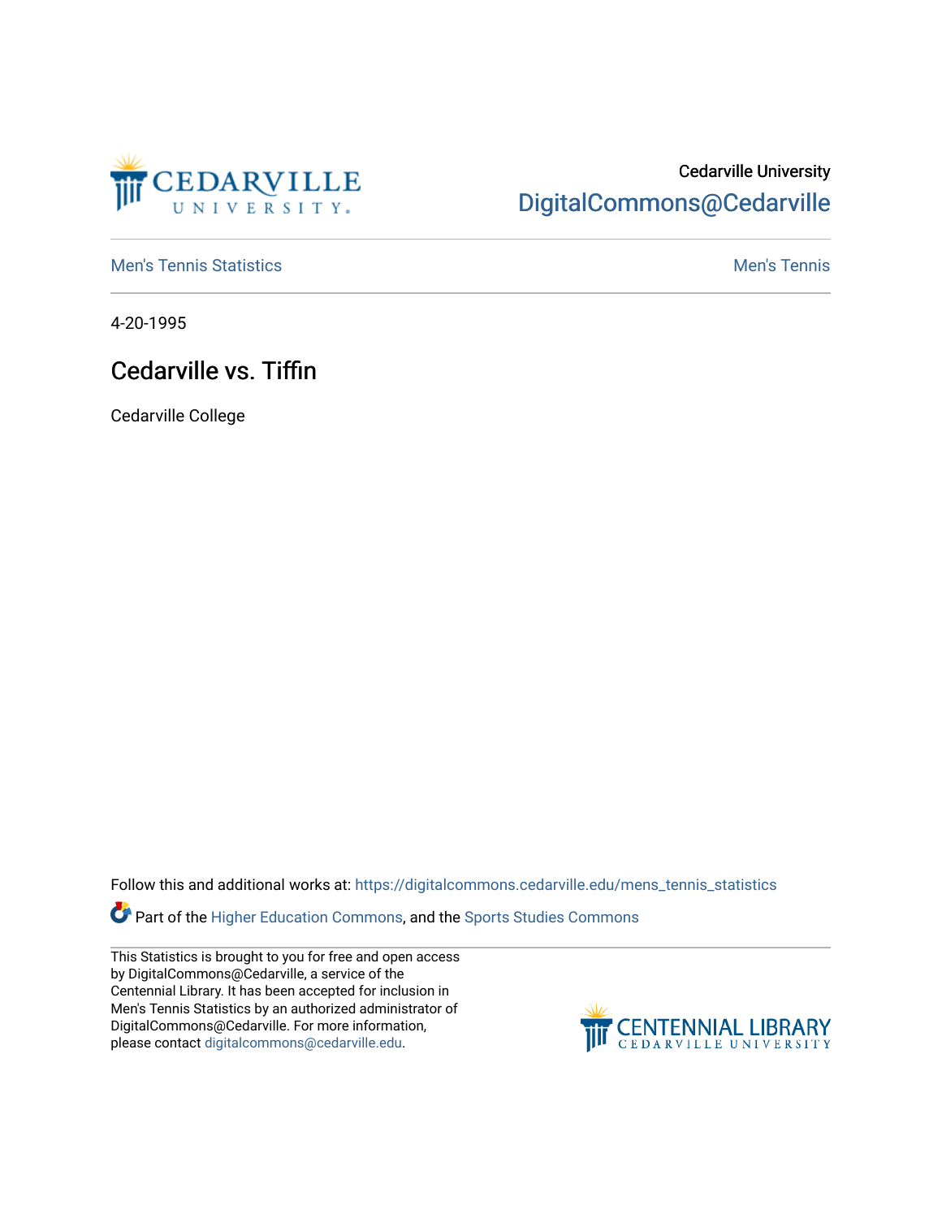Cedarville University

DigitalCommons@Cedarville

Men's Tennis Statistics

Men's Tennis

4-20-1995

# Cedarville vs. Tiffin

Cedarville College

Follow this and additional works at: https://digitalcommons.cedarville.edu/mens_tennis_statistics

Part of the Higher Education Commons, and the Sports Studies Commons

This Statistics is brought to you for free and open access by DigitalCommons@Cedarville, a service of the Centennial Library. It has been accepted for inclusion in Men's Tennis Statistics by an authorized administrator of DigitalCommons@Cedarville. For more information, please contact digitalcommons@cedarville.edu.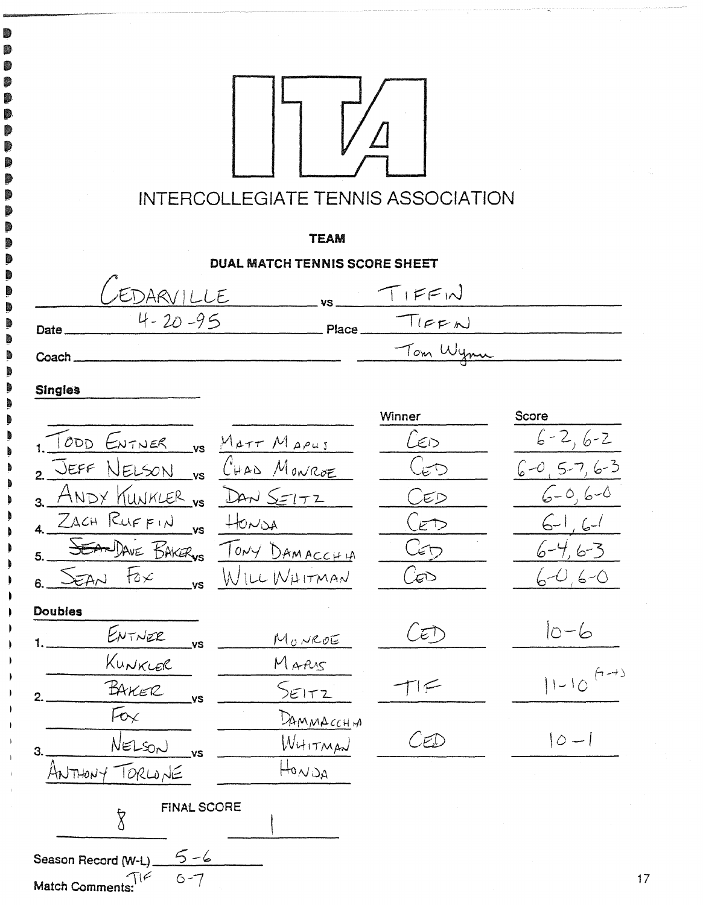# INTERCOLLEGIATE TENNIS ASSOCIATION

**TEAM**

**DUAL MATCH TENNIS SCORE SHEET**

CEDARVILLE vs TIFFIN

Date 4-20-95 Place TIFFIN

Coach Tom Wynn

## Singles

| | | | Winner | Score |
|---|---|---|---|---|
| 1. | TODD ENTNER vs | MATT MAPUS | CED | 6-2, 6-2 |
| 2. | JEFF NELSON vs | CHAD MONROE | CED | 6-0, 5-7, 6-3 |
| 3. | ANDY KUNKLER vs | DAN SEITZ | CED | 6-0, 6-0 |
| 4. | ZACH RUFFIN vs | HONDA | CED | 6-1, 6-1 |
| 5. | ~~SEAN~~ DAVE BAKER vs | TONY DAMACCHIA | CED | 6-4, 6-3 |
| 6. | SEAN FOX vs | WILL WHITMAN | CED | 6-0, 6-0 |

## Doubles

| | | | Winner | Score |
|---|---|---|---|---|
| 1. | ENTNER / KUNKLER vs | MONROE / MAPUS | CED | 10-6 |
| 2. | BAKER / FOX vs | SEITZ / DAMMACCHIA | TIF | 11-10 (7-5) |
| 3. | NELSON / ANTHONY TORLONE vs | WHITMAN / HONDA | CED | 10-1 |

FINAL SCORE

8 — 1

Season Record (W-L) 5-6

Match Comments: TIF 0-7